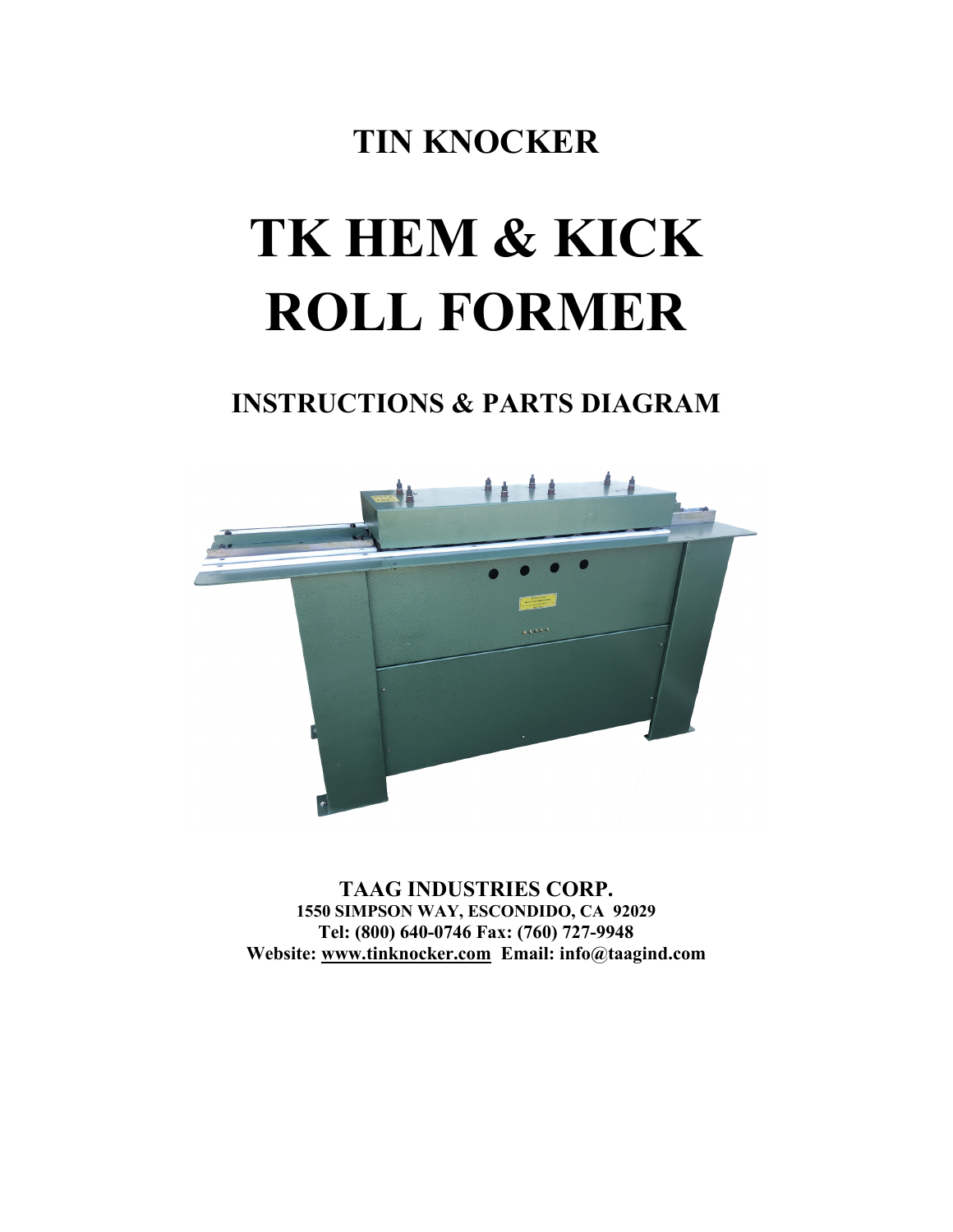# TIN KNOCKER

# TK HEM & KICK ROLL FORMER

## INSTRUCTIONS & PARTS DIAGRAM

**TAAG INDUSTRIES CORP.**
**1550 SIMPSON WAY, ESCONDIDO, CA 92029**
**Tel: (800) 640-0746 Fax: (760) 727-9948**
**Website: www.tinknocker.com Email: info@taagind.com**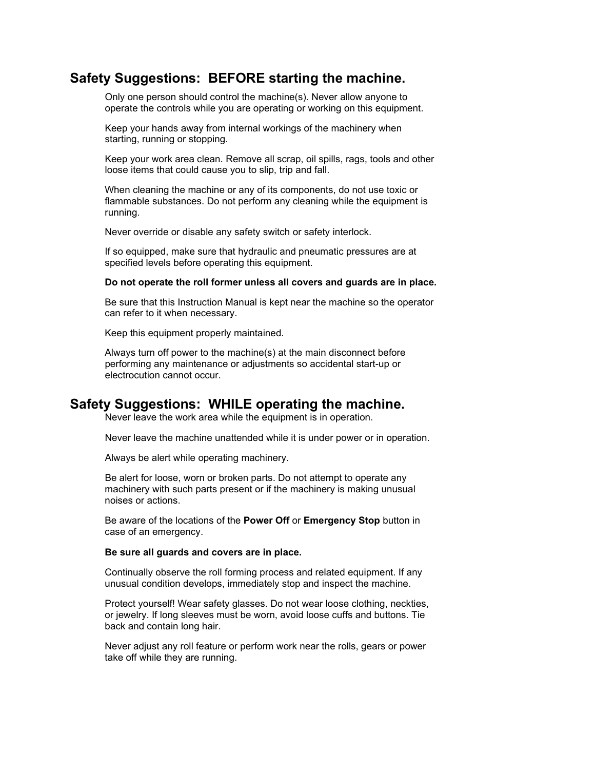## Safety Suggestions: BEFORE starting the machine.

Only one person should control the machine(s). Never allow anyone to operate the controls while you are operating or working on this equipment.

Keep your hands away from internal workings of the machinery when starting, running or stopping.

Keep your work area clean. Remove all scrap, oil spills, rags, tools and other loose items that could cause you to slip, trip and fall.

When cleaning the machine or any of its components, do not use toxic or flammable substances. Do not perform any cleaning while the equipment is running.

Never override or disable any safety switch or safety interlock.

If so equipped, make sure that hydraulic and pneumatic pressures are at specified levels before operating this equipment.

**Do not operate the roll former unless all covers and guards are in place.**

Be sure that this Instruction Manual is kept near the machine so the operator can refer to it when necessary.

Keep this equipment properly maintained.

Always turn off power to the machine(s) at the main disconnect before performing any maintenance or adjustments so accidental start-up or electrocution cannot occur.

## Safety Suggestions: WHILE operating the machine.

Never leave the work area while the equipment is in operation.

Never leave the machine unattended while it is under power or in operation.

Always be alert while operating machinery.

Be alert for loose, worn or broken parts. Do not attempt to operate any machinery with such parts present or if the machinery is making unusual noises or actions.

Be aware of the locations of the **Power Off** or **Emergency Stop** button in case of an emergency.

**Be sure all guards and covers are in place.**

Continually observe the roll forming process and related equipment. If any unusual condition develops, immediately stop and inspect the machine.

Protect yourself! Wear safety glasses. Do not wear loose clothing, neckties, or jewelry. If long sleeves must be worn, avoid loose cuffs and buttons. Tie back and contain long hair.

Never adjust any roll feature or perform work near the rolls, gears or power take off while they are running.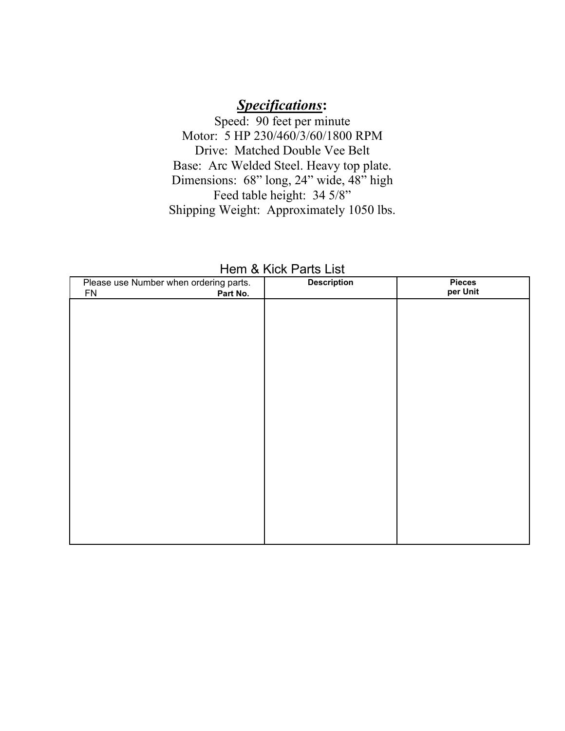***Specifications*:**

Speed: 90 feet per minute
Motor: 5 HP 230/460/3/60/1800 RPM
Drive: Matched Double Vee Belt
Base: Arc Welded Steel. Heavy top plate.
Dimensions: 68" long, 24" wide, 48" high
Feed table height: 34 5/8"
Shipping Weight: Approximately 1050 lbs.

Hem & Kick Parts List

| Please use Number when ordering parts. FN **Part No.** | **Description** | **Pieces per Unit** |
|---|---|---|
| | | |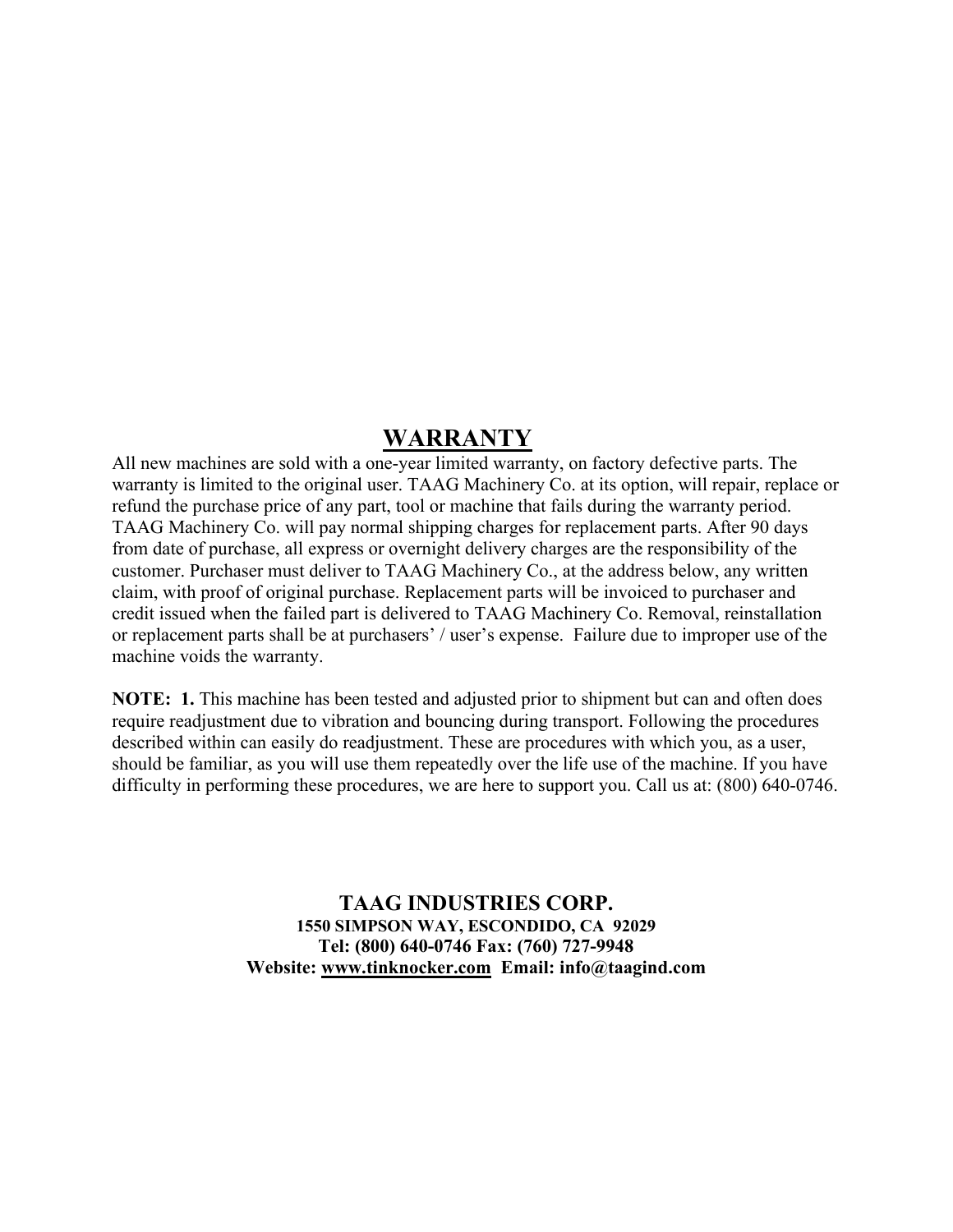# WARRANTY

All new machines are sold with a one-year limited warranty, on factory defective parts. The warranty is limited to the original user. TAAG Machinery Co. at its option, will repair, replace or refund the purchase price of any part, tool or machine that fails during the warranty period. TAAG Machinery Co. will pay normal shipping charges for replacement parts. After 90 days from date of purchase, all express or overnight delivery charges are the responsibility of the customer. Purchaser must deliver to TAAG Machinery Co., at the address below, any written claim, with proof of original purchase. Replacement parts will be invoiced to purchaser and credit issued when the failed part is delivered to TAAG Machinery Co. Removal, reinstallation or replacement parts shall be at purchasers' / user's expense. Failure due to improper use of the machine voids the warranty.

**NOTE: 1.** This machine has been tested and adjusted prior to shipment but can and often does require readjustment due to vibration and bouncing during transport. Following the procedures described within can easily do readjustment. These are procedures with which you, as a user, should be familiar, as you will use them repeatedly over the life use of the machine. If you have difficulty in performing these procedures, we are here to support you. Call us at: (800) 640-0746.

**TAAG INDUSTRIES CORP.**
**1550 SIMPSON WAY, ESCONDIDO, CA 92029**
**Tel: (800) 640-0746 Fax: (760) 727-9948**
**Website: www.tinknocker.com Email: info@taagind.com**